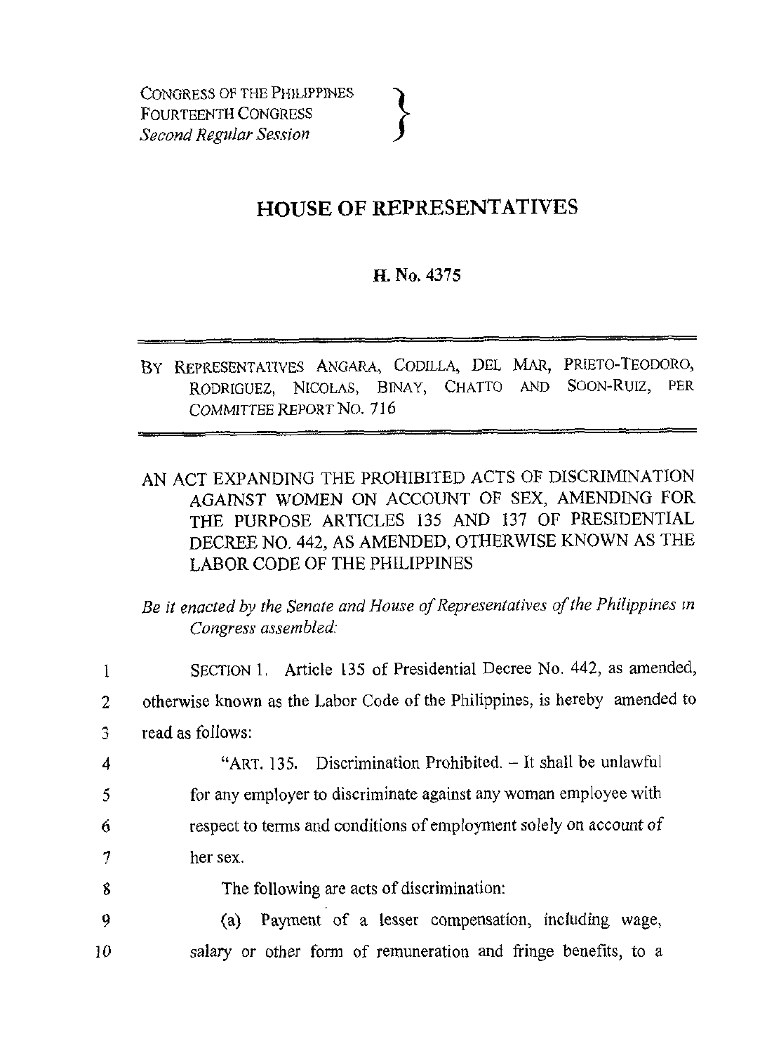CONGRESS OF THE PHILIPPINES
FOURTEENTH CONGRESS
*Second Regular Session*

# HOUSE OF REPRESENTATIVES

**H. No. 4375**

---

BY REPRESENTATIVES ANGARA, CODILLA, DEL MAR, PRIETO-TEODORO, RODRIGUEZ, NICOLAS, BINAY, CHATTO AND SOON-RUIZ, PER COMMITTEE REPORT NO. 716

---

AN ACT EXPANDING THE PROHIBITED ACTS OF DISCRIMINATION AGAINST WOMEN ON ACCOUNT OF SEX, AMENDING FOR THE PURPOSE ARTICLES 135 AND 137 OF PRESIDENTIAL DECREE NO. 442, AS AMENDED, OTHERWISE KNOWN AS THE LABOR CODE OF THE PHILIPPINES

*Be it enacted by the Senate and House of Representatives of the Philippines in Congress assembled:*

1 SECTION 1. Article 135 of Presidential Decree No. 442, as amended,
2 otherwise known as the Labor Code of the Philippines, is hereby amended to
3 read as follows:

4 "ART. 135. Discrimination Prohibited. – It shall be unlawful
5 for any employer to discriminate against any woman employee with
6 respect to terms and conditions of employment solely on account of
7 her sex.

8 The following are acts of discrimination:

9 (a) Payment of a lesser compensation, including wage,
10 salary or other form of remuneration and fringe benefits, to a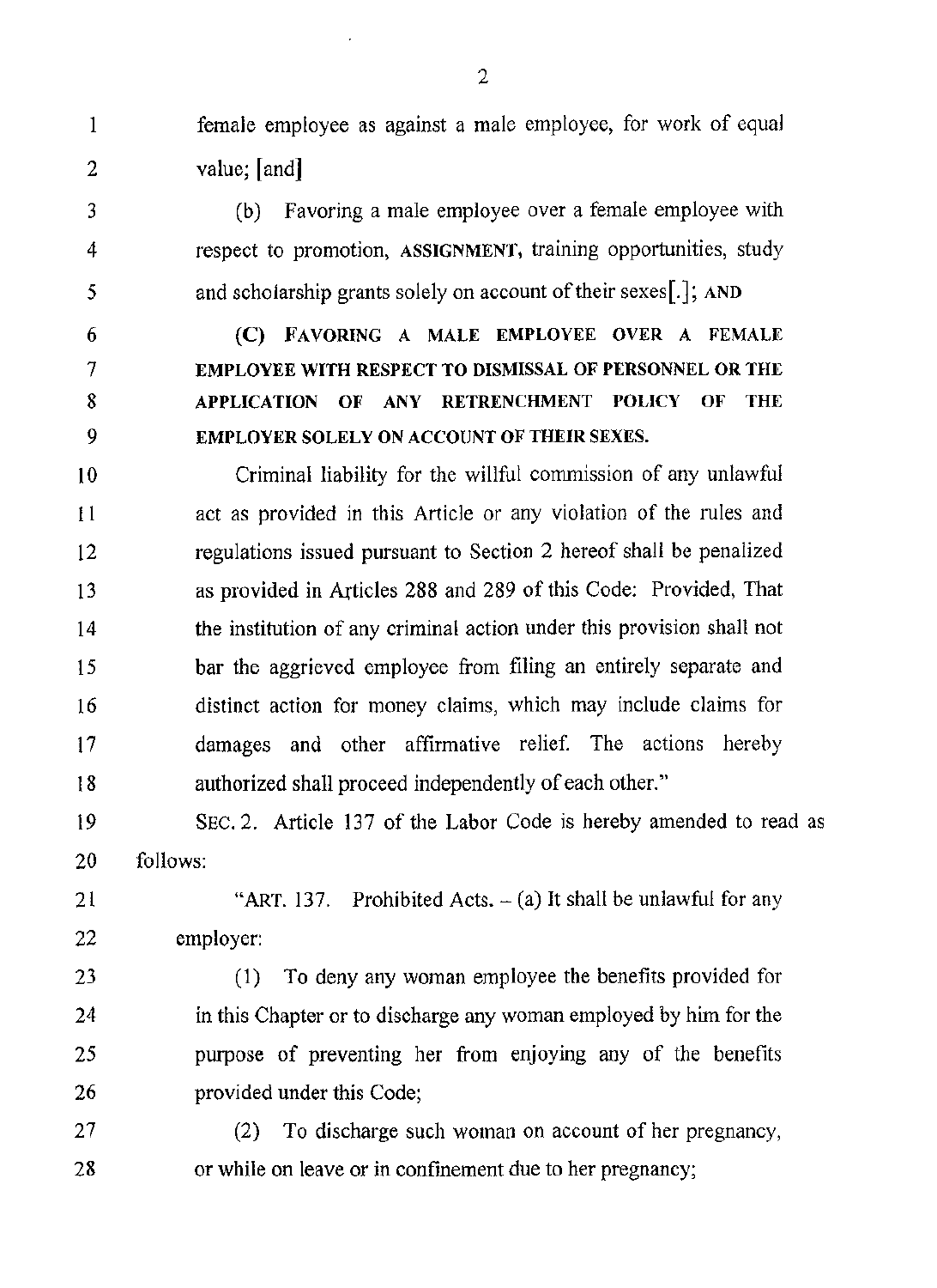female employee as against a male employee, for work of equal value; [and]

(b) Favoring a male employee over a female employee with respect to promotion, ASSIGNMENT, training opportunities, study and scholarship grants solely on account of their sexes[.]; AND

**(C) FAVORING A MALE EMPLOYEE OVER A FEMALE EMPLOYEE WITH RESPECT TO DISMISSAL OF PERSONNEL OR THE APPLICATION OF ANY RETRENCHMENT POLICY OF THE EMPLOYER SOLELY ON ACCOUNT OF THEIR SEXES.**

Criminal liability for the willful commission of any unlawful act as provided in this Article or any violation of the rules and regulations issued pursuant to Section 2 hereof shall be penalized as provided in Articles 288 and 289 of this Code: Provided, That the institution of any criminal action under this provision shall not bar the aggrieved employee from filing an entirely separate and distinct action for money claims, which may include claims for damages and other affirmative relief. The actions hereby authorized shall proceed independently of each other."

SEC. 2. Article 137 of the Labor Code is hereby amended to read as follows:

"ART. 137. Prohibited Acts. – (a) It shall be unlawful for any employer:

(1) To deny any woman employee the benefits provided for in this Chapter or to discharge any woman employed by him for the purpose of preventing her from enjoying any of the benefits provided under this Code;

(2) To discharge such woman on account of her pregnancy, or while on leave or in confinement due to her pregnancy;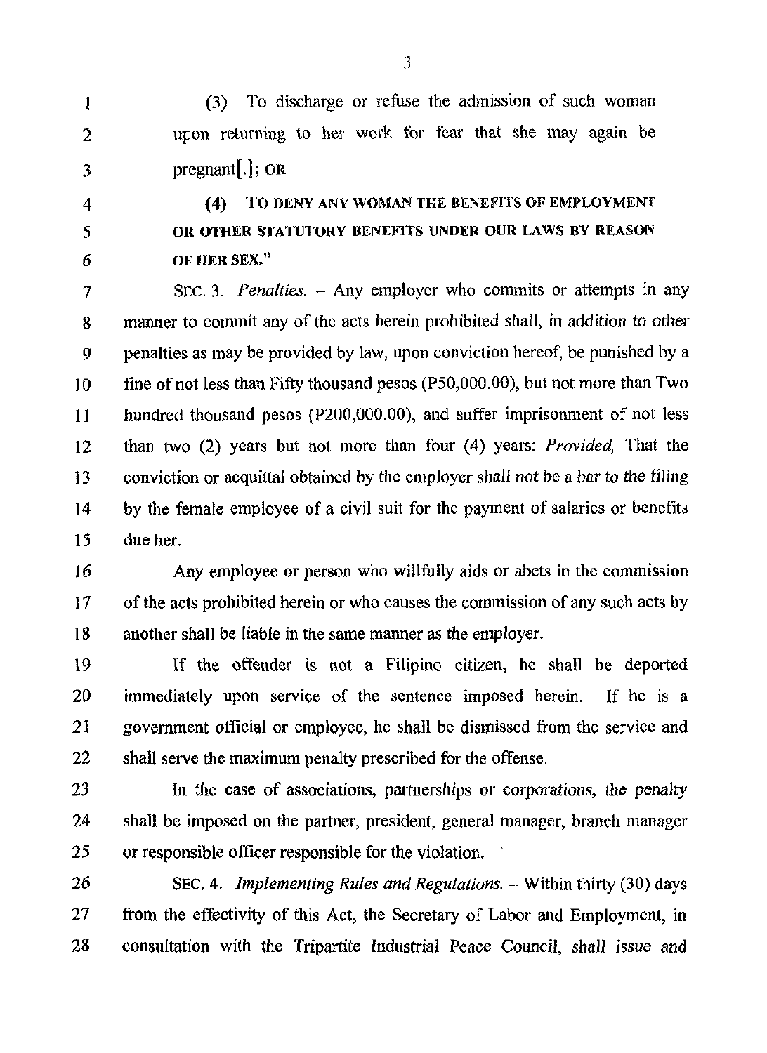(3) To discharge or refuse the admission of such woman upon returning to her work for fear that she may again be pregnant[.]; OR

(4) TO DENY ANY WOMAN THE BENEFITS OF EMPLOYMENT OR OTHER STATUTORY BENEFITS UNDER OUR LAWS BY REASON OF HER SEX."

SEC. 3. *Penalties.* – Any employer who commits or attempts in any manner to commit any of the acts herein prohibited shall, in addition to other penalties as may be provided by law, upon conviction hereof, be punished by a fine of not less than Fifty thousand pesos (P50,000.00), but not more than Two hundred thousand pesos (P200,000.00), and suffer imprisonment of not less than two (2) years but not more than four (4) years: *Provided,* That the conviction or acquittal obtained by the employer shall not be a bar to the filing by the female employee of a civil suit for the payment of salaries or benefits due her.

Any employee or person who willfully aids or abets in the commission of the acts prohibited herein or who causes the commission of any such acts by another shall be liable in the same manner as the employer.

If the offender is not a Filipino citizen, he shall be deported immediately upon service of the sentence imposed herein. If he is a government official or employee, he shall be dismissed from the service and shall serve the maximum penalty prescribed for the offense.

In the case of associations, partnerships or corporations, the penalty shall be imposed on the partner, president, general manager, branch manager or responsible officer responsible for the violation.

SEC. 4. *Implementing Rules and Regulations.* – Within thirty (30) days from the effectivity of this Act, the Secretary of Labor and Employment, in consultation with the Tripartite Industrial Peace Council, shall issue and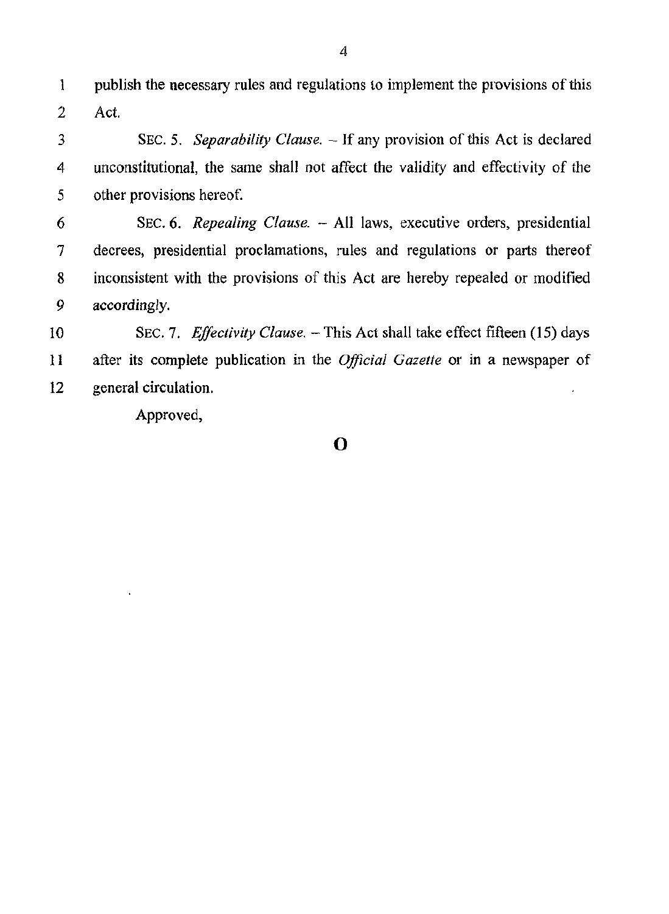publish the necessary rules and regulations to implement the provisions of this Act.

SEC. 5. *Separability Clause.* – If any provision of this Act is declared unconstitutional, the same shall not affect the validity and effectivity of the other provisions hereof.

SEC. 6. *Repealing Clause.* – All laws, executive orders, presidential decrees, presidential proclamations, rules and regulations or parts thereof inconsistent with the provisions of this Act are hereby repealed or modified accordingly.

SEC. 7. *Effectivity Clause.* – This Act shall take effect fifteen (15) days after its complete publication in the *Official Gazette* or in a newspaper of general circulation.

Approved,

**O**